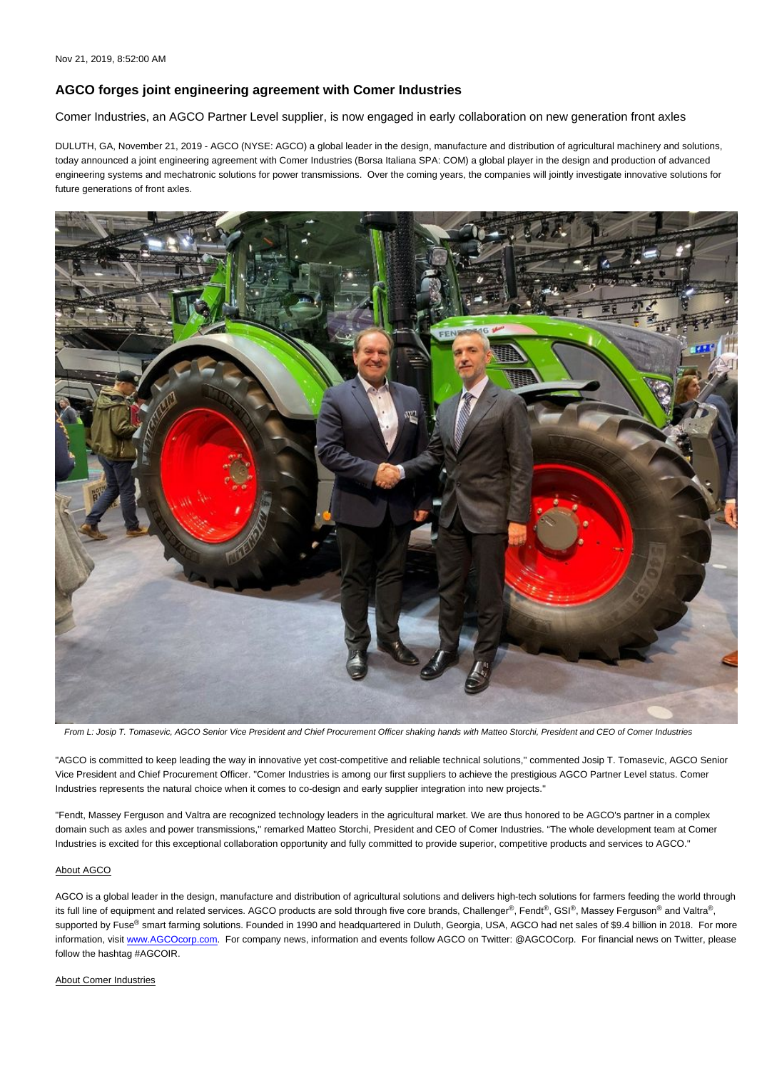Nov 21, 2019, 8:52:00 AM

## AGCO forges joint engineering agreement with Comer Industries

Comer Industries, an AGCO Partner Level supplier, is now engaged in early collaboration on new generation front axles

DULUTH, GA, November 21, 2019 - AGCO (NYSE: AGCO) a global leader in the design, manufacture and distribution of agricultural machinery and solutions, today announced a joint engineering agreement with Comer Industries (Borsa Italiana SPA: COM) a global player in the design and production of advanced engineering systems and mechatronic solutions for power transmissions. Over the coming years, the companies will jointly investigate innovative solutions for future generations of front axles.

*From L: Josip T. Tomasevic, AGCO Senior Vice President and Chief Procurement Officer shaking hands with Matteo Storchi, President and CEO of Comer Industries*

"AGCO is committed to keep leading the way in innovative yet cost-competitive and reliable technical solutions," commented Josip T. Tomasevic, AGCO Senior Vice President and Chief Procurement Officer. "Comer Industries is among our first suppliers to achieve the prestigious AGCO Partner Level status. Comer Industries represents the natural choice when it comes to co-design and early supplier integration into new projects."

"Fendt, Massey Ferguson and Valtra are recognized technology leaders in the agricultural market. We are thus honored to be AGCO's partner in a complex domain such as axles and power transmissions," remarked Matteo Storchi, President and CEO of Comer Industries. "The whole development team at Comer Industries is excited for this exceptional collaboration opportunity and fully committed to provide superior, competitive products and services to AGCO."

About AGCO

AGCO is a global leader in the design, manufacture and distribution of agricultural solutions and delivers high-tech solutions for farmers feeding the world through its full line of equipment and related services. AGCO products are sold through five core brands, Challenger®, Fendt®, GSI®, Massey Ferguson® and Valtra®, supported by Fuse® smart farming solutions. Founded in 1990 and headquartered in Duluth, Georgia, USA, AGCO had net sales of $9.4 billion in 2018. For more information, visit www.AGCOcorp.com. For company news, information and events follow AGCO on Twitter: @AGCOCorp. For financial news on Twitter, please follow the hashtag #AGCOIR.

About Comer Industries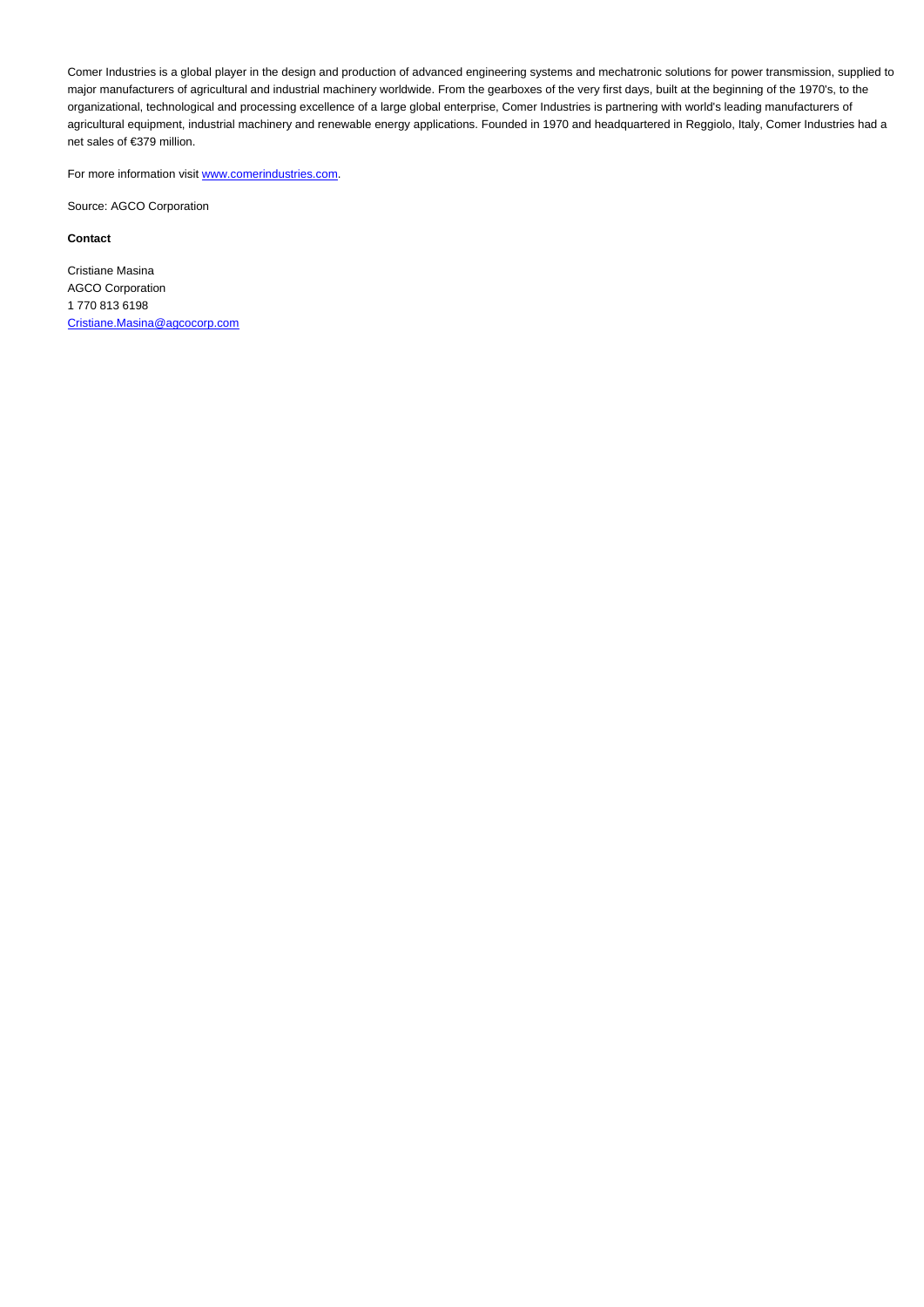Comer Industries is a global player in the design and production of advanced engineering systems and mechatronic solutions for power transmission, supplied to major manufacturers of agricultural and industrial machinery worldwide. From the gearboxes of the very first days, built at the beginning of the 1970's, to the organizational, technological and processing excellence of a large global enterprise, Comer Industries is partnering with world's leading manufacturers of agricultural equipment, industrial machinery and renewable energy applications. Founded in 1970 and headquartered in Reggiolo, Italy, Comer Industries had a net sales of €379 million.

For more information visit www.comerindustries.com.

Source: AGCO Corporation

**Contact**

Cristiane Masina
AGCO Corporation
1 770 813 6198
Cristiane.Masina@agcocorp.com